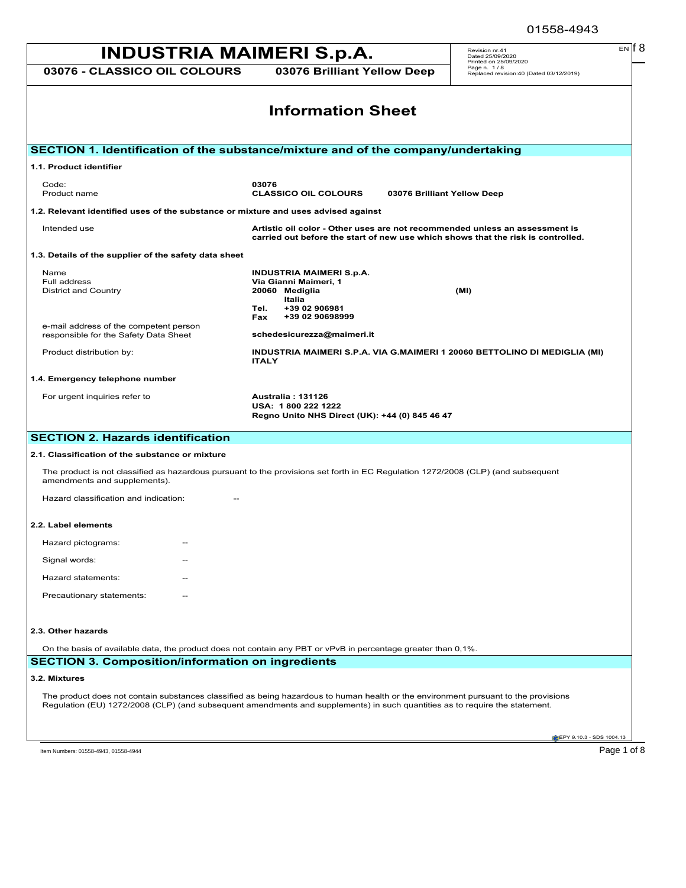# INDUSTRIA MAIMERI S.p.A.

**03076 - CLASSICO OIL COLOURS** **03076 Brilliant Yellow Deep**

Revision nr.41
Dated 25/09/2020
Printed on 25/09/2020
Page n. 1 / 8
Replaced revision:40 (Dated 03/12/2019)

## Information Sheet

## SECTION 1. Identification of the substance/mixture and of the company/undertaking

### 1.1. Product identifier

| | |
|---|---|
| Code: | **03076** |
| Product name | **CLASSICO OIL COLOURS 03076 Brilliant Yellow Deep** |

### 1.2. Relevant identified uses of the substance or mixture and uses advised against

| | |
|---|---|
| Intended use | **Artistic oil color - Other uses are not recommended unless an assessment is carried out before the start of new use which shows that the risk is controlled.** |

### 1.3. Details of the supplier of the safety data sheet

| | |
|---|---|
| Name | **INDUSTRIA MAIMERI S.p.A.** |
| Full address | **Via Gianni Maimeri, 1** |
| District and Country | **20060 Mediglia (MI)** **Italia** |
| | **Tel. +39 02 906981** |
| | **Fax +39 02 90698999** |
| e-mail address of the competent person responsible for the Safety Data Sheet | **schedesicurezza@maimeri.it** |
| Product distribution by: | **INDUSTRIA MAIMERI S.P.A. VIA G.MAIMERI 1 20060 BETTOLINO DI MEDIGLIA (MI) ITALY** |

### 1.4. Emergency telephone number

| | |
|---|---|
| For urgent inquiries refer to | **Australia : 131126** **USA: 1 800 222 1222** **Regno Unito NHS Direct (UK): +44 (0) 845 46 47** |

## SECTION 2. Hazards identification

### 2.1. Classification of the substance or mixture

The product is not classified as hazardous pursuant to the provisions set forth in EC Regulation 1272/2008 (CLP) (and subsequent amendments and supplements).

Hazard classification and indication: --

### 2.2. Label elements

Hazard pictograms: --

Signal words: --

Hazard statements: --

Precautionary statements: --

### 2.3. Other hazards

On the basis of available data, the product does not contain any PBT or vPvB in percentage greater than 0,1%.

## SECTION 3. Composition/information on ingredients

### 3.2. Mixtures

The product does not contain substances classified as being hazardous to human health or the environment pursuant to the provisions Regulation (EU) 1272/2008 (CLP) (and subsequent amendments and supplements) in such quantities as to require the statement.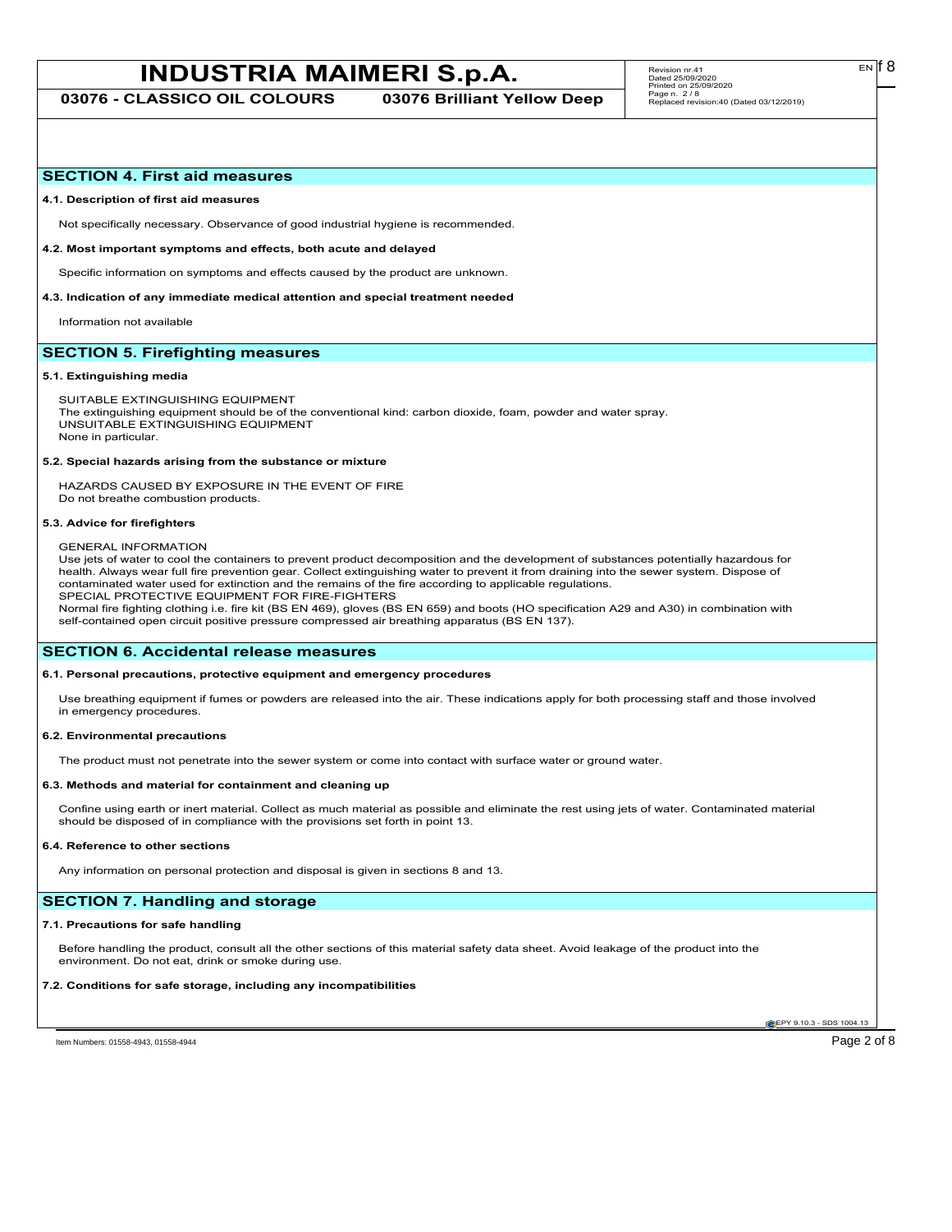## SECTION 4. First aid measures

### 4.1. Description of first aid measures

Not specifically necessary. Observance of good industrial hygiene is recommended.

### 4.2. Most important symptoms and effects, both acute and delayed

Specific information on symptoms and effects caused by the product are unknown.

### 4.3. Indication of any immediate medical attention and special treatment needed

Information not available

## SECTION 5. Firefighting measures

### 5.1. Extinguishing media

SUITABLE EXTINGUISHING EQUIPMENT
The extinguishing equipment should be of the conventional kind: carbon dioxide, foam, powder and water spray.
UNSUITABLE EXTINGUISHING EQUIPMENT
None in particular.

### 5.2. Special hazards arising from the substance or mixture

HAZARDS CAUSED BY EXPOSURE IN THE EVENT OF FIRE
Do not breathe combustion products.

### 5.3. Advice for firefighters

GENERAL INFORMATION
Use jets of water to cool the containers to prevent product decomposition and the development of substances potentially hazardous for health. Always wear full fire prevention gear. Collect extinguishing water to prevent it from draining into the sewer system. Dispose of contaminated water used for extinction and the remains of the fire according to applicable regulations.
SPECIAL PROTECTIVE EQUIPMENT FOR FIRE-FIGHTERS
Normal fire fighting clothing i.e. fire kit (BS EN 469), gloves (BS EN 659) and boots (HO specification A29 and A30) in combination with self-contained open circuit positive pressure compressed air breathing apparatus (BS EN 137).

## SECTION 6. Accidental release measures

### 6.1. Personal precautions, protective equipment and emergency procedures

Use breathing equipment if fumes or powders are released into the air. These indications apply for both processing staff and those involved in emergency procedures.

### 6.2. Environmental precautions

The product must not penetrate into the sewer system or come into contact with surface water or ground water.

### 6.3. Methods and material for containment and cleaning up

Confine using earth or inert material. Collect as much material as possible and eliminate the rest using jets of water. Contaminated material should be disposed of in compliance with the provisions set forth in point 13.

### 6.4. Reference to other sections

Any information on personal protection and disposal is given in sections 8 and 13.

## SECTION 7. Handling and storage

### 7.1. Precautions for safe handling

Before handling the product, consult all the other sections of this material safety data sheet. Avoid leakage of the product into the environment. Do not eat, drink or smoke during use.

### 7.2. Conditions for safe storage, including any incompatibilities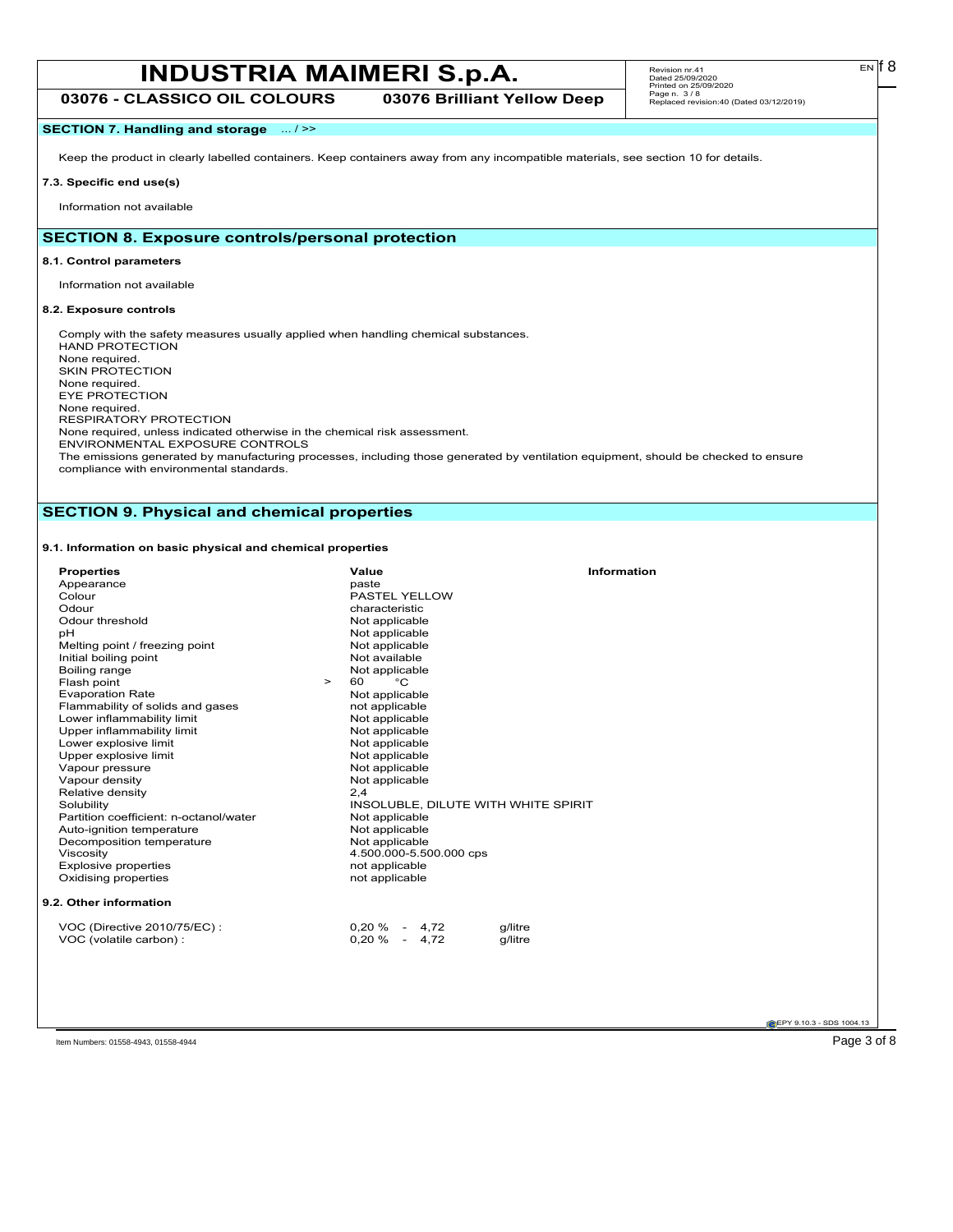## SECTION 7. Handling and storage ... / >>

Keep the product in clearly labelled containers. Keep containers away from any incompatible materials, see section 10 for details.

**7.3. Specific end use(s)**

Information not available

## SECTION 8. Exposure controls/personal protection

**8.1. Control parameters**

Information not available

**8.2. Exposure controls**

Comply with the safety measures usually applied when handling chemical substances.
HAND PROTECTION
None required.
SKIN PROTECTION
None required.
EYE PROTECTION
None required.
RESPIRATORY PROTECTION
None required, unless indicated otherwise in the chemical risk assessment.
ENVIRONMENTAL EXPOSURE CONTROLS
The emissions generated by manufacturing processes, including those generated by ventilation equipment, should be checked to ensure compliance with environmental standards.

## SECTION 9. Physical and chemical properties

**9.1. Information on basic physical and chemical properties**

| Properties | Value | Information |
|---|---|---|
| Appearance | paste | |
| Colour | PASTEL YELLOW | |
| Odour | characteristic | |
| Odour threshold | Not applicable | |
| pH | Not applicable | |
| Melting point / freezing point | Not applicable | |
| Initial boiling point | Not available | |
| Boiling range | Not applicable | |
| Flash point | > 60 °C | |
| Evaporation Rate | Not applicable | |
| Flammability of solids and gases | not applicable | |
| Lower inflammability limit | Not applicable | |
| Upper inflammability limit | Not applicable | |
| Lower explosive limit | Not applicable | |
| Upper explosive limit | Not applicable | |
| Vapour pressure | Not applicable | |
| Vapour density | Not applicable | |
| Relative density | 2,4 | |
| Solubility | INSOLUBLE, DILUTE WITH WHITE SPIRIT | |
| Partition coefficient: n-octanol/water | Not applicable | |
| Auto-ignition temperature | Not applicable | |
| Decomposition temperature | Not applicable | |
| Viscosity | 4.500.000-5.500.000 cps | |
| Explosive properties | not applicable | |
| Oxidising properties | not applicable | |

**9.2. Other information**

| | | |
|---|---|---|
| VOC (Directive 2010/75/EC) : | 0,20 % - 4,72 | g/litre |
| VOC (volatile carbon) : | 0,20 % - 4,72 | g/litre |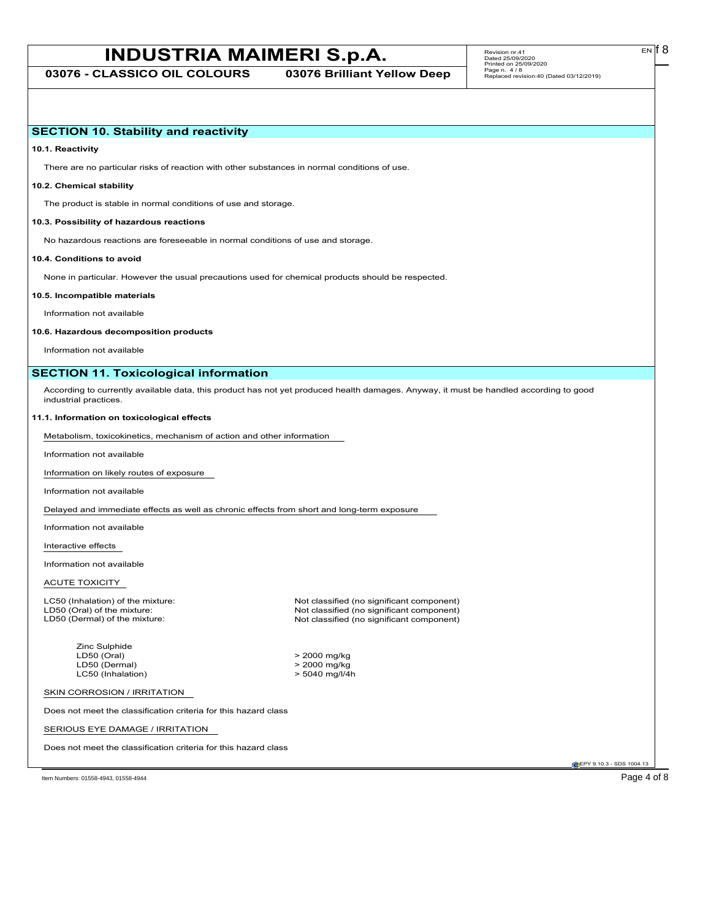## SECTION 10. Stability and reactivity

**10.1. Reactivity**

There are no particular risks of reaction with other substances in normal conditions of use.

**10.2. Chemical stability**

The product is stable in normal conditions of use and storage.

**10.3. Possibility of hazardous reactions**

No hazardous reactions are foreseeable in normal conditions of use and storage.

**10.4. Conditions to avoid**

None in particular. However the usual precautions used for chemical products should be respected.

**10.5. Incompatible materials**

Information not available

**10.6. Hazardous decomposition products**

Information not available

## SECTION 11. Toxicological information

According to currently available data, this product has not yet produced health damages. Anyway, it must be handled according to good industrial practices.

**11.1. Information on toxicological effects**

Metabolism, toxicokinetics, mechanism of action and other information

Information not available

Information on likely routes of exposure

Information not available

Delayed and immediate effects as well as chronic effects from short and long-term exposure

Information not available

Interactive effects

Information not available

ACUTE TOXICITY

LC50 (Inhalation) of the mixture: Not classified (no significant component)
LD50 (Oral) of the mixture: Not classified (no significant component)
LD50 (Dermal) of the mixture: Not classified (no significant component)

Zinc Sulphide
LD50 (Oral) > 2000 mg/kg
LD50 (Dermal) > 2000 mg/kg
LC50 (Inhalation) > 5040 mg/l/4h

SKIN CORROSION / IRRITATION

Does not meet the classification criteria for this hazard class

SERIOUS EYE DAMAGE / IRRITATION

Does not meet the classification criteria for this hazard class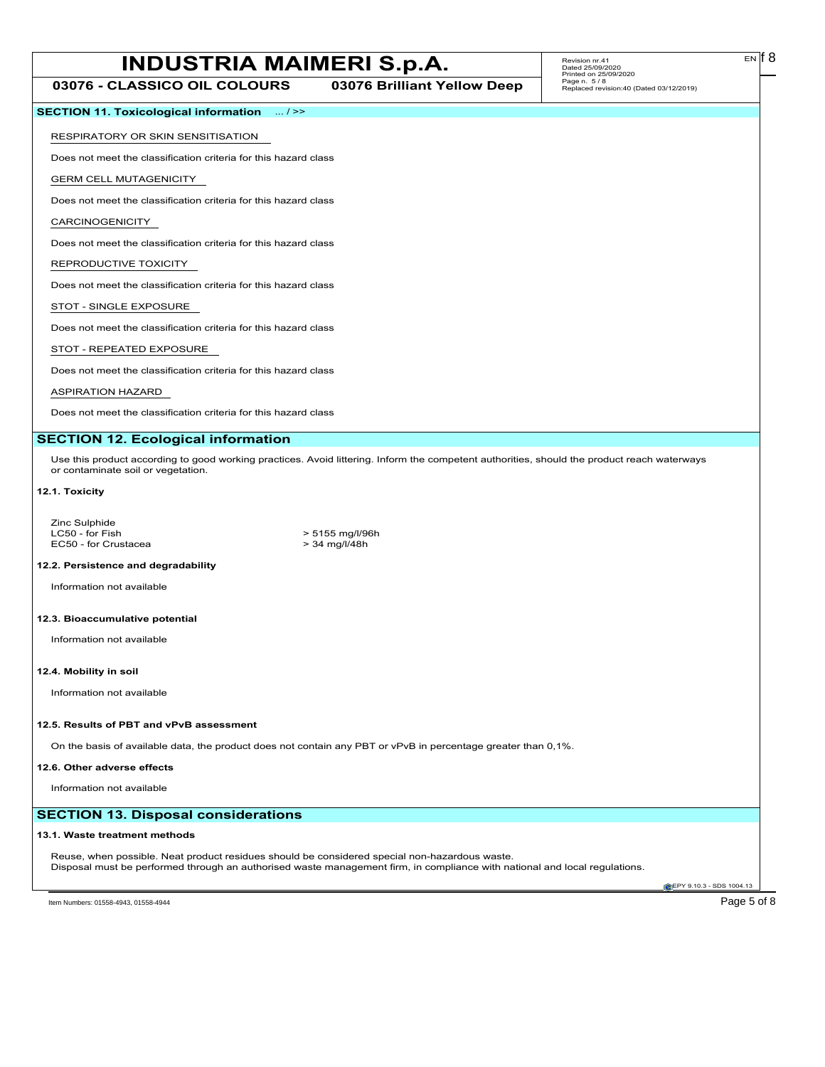## SECTION 11. Toxicological information ... / >>

RESPIRATORY OR SKIN SENSITISATION

Does not meet the classification criteria for this hazard class

GERM CELL MUTAGENICITY

Does not meet the classification criteria for this hazard class

CARCINOGENICITY

Does not meet the classification criteria for this hazard class

REPRODUCTIVE TOXICITY

Does not meet the classification criteria for this hazard class

STOT - SINGLE EXPOSURE

Does not meet the classification criteria for this hazard class

STOT - REPEATED EXPOSURE

Does not meet the classification criteria for this hazard class

ASPIRATION HAZARD

Does not meet the classification criteria for this hazard class

## SECTION 12. Ecological information

Use this product according to good working practices. Avoid littering. Inform the competent authorities, should the product reach waterways or contaminate soil or vegetation.

**12.1. Toxicity**

Zinc Sulphide

| | |
|---|---|
| LC50 - for Fish | > 5155 mg/l/96h |
| EC50 - for Crustacea | > 34 mg/l/48h |

**12.2. Persistence and degradability**

Information not available

**12.3. Bioaccumulative potential**

Information not available

**12.4. Mobility in soil**

Information not available

**12.5. Results of PBT and vPvB assessment**

On the basis of available data, the product does not contain any PBT or vPvB in percentage greater than 0,1%.

**12.6. Other adverse effects**

Information not available

## SECTION 13. Disposal considerations

**13.1. Waste treatment methods**

Reuse, when possible. Neat product residues should be considered special non-hazardous waste.
Disposal must be performed through an authorised waste management firm, in compliance with national and local regulations.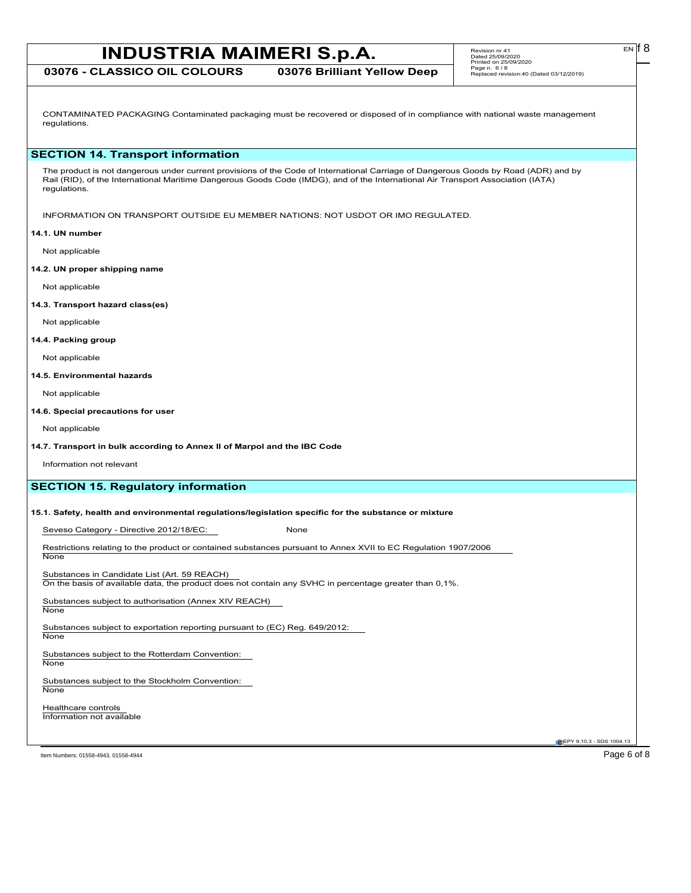CONTAMINATED PACKAGING Contaminated packaging must be recovered or disposed of in compliance with national waste management regulations.

## SECTION 14. Transport information

The product is not dangerous under current provisions of the Code of International Carriage of Dangerous Goods by Road (ADR) and by Rail (RID), of the International Maritime Dangerous Goods Code (IMDG), and of the International Air Transport Association (IATA) regulations.

INFORMATION ON TRANSPORT OUTSIDE EU MEMBER NATIONS: NOT USDOT OR IMO REGULATED.

**14.1. UN number**

Not applicable

**14.2. UN proper shipping name**

Not applicable

**14.3. Transport hazard class(es)**

Not applicable

**14.4. Packing group**

Not applicable

**14.5. Environmental hazards**

Not applicable

**14.6. Special precautions for user**

Not applicable

**14.7. Transport in bulk according to Annex II of Marpol and the IBC Code**

Information not relevant

## SECTION 15. Regulatory information

**15.1. Safety, health and environmental regulations/legislation specific for the substance or mixture**

Seveso Category - Directive 2012/18/EC: None

Restrictions relating to the product or contained substances pursuant to Annex XVII to EC Regulation 1907/2006
None

Substances in Candidate List (Art. 59 REACH)
On the basis of available data, the product does not contain any SVHC in percentage greater than 0,1%.

Substances subject to authorisation (Annex XIV REACH)
None

Substances subject to exportation reporting pursuant to (EC) Reg. 649/2012:
None

Substances subject to the Rotterdam Convention:
None

Substances subject to the Stockholm Convention:
None

Healthcare controls
Information not available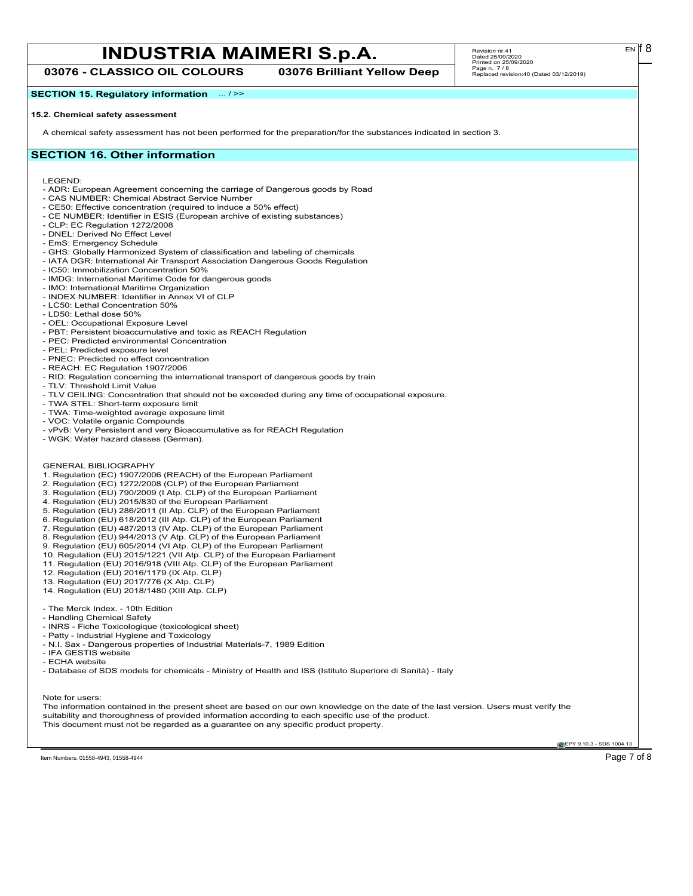## SECTION 15. Regulatory information ... / >>

### 15.2. Chemical safety assessment

A chemical safety assessment has not been performed for the preparation/for the substances indicated in section 3.

## SECTION 16. Other information

LEGEND:

- ADR: European Agreement concerning the carriage of Dangerous goods by Road
- CAS NUMBER: Chemical Abstract Service Number
- CE50: Effective concentration (required to induce a 50% effect)
- CE NUMBER: Identifier in ESIS (European archive of existing substances)
- CLP: EC Regulation 1272/2008
- DNEL: Derived No Effect Level
- EmS: Emergency Schedule
- GHS: Globally Harmonized System of classification and labeling of chemicals
- IATA DGR: International Air Transport Association Dangerous Goods Regulation
- IC50: Immobilization Concentration 50%
- IMDG: International Maritime Code for dangerous goods
- IMO: International Maritime Organization
- INDEX NUMBER: Identifier in Annex VI of CLP
- LC50: Lethal Concentration 50%
- LD50: Lethal dose 50%
- OEL: Occupational Exposure Level
- PBT: Persistent bioaccumulative and toxic as REACH Regulation
- PEC: Predicted environmental Concentration
- PEL: Predicted exposure level
- PNEC: Predicted no effect concentration
- REACH: EC Regulation 1907/2006
- RID: Regulation concerning the international transport of dangerous goods by train
- TLV: Threshold Limit Value
- TLV CEILING: Concentration that should not be exceeded during any time of occupational exposure.
- TWA STEL: Short-term exposure limit
- TWA: Time-weighted average exposure limit
- VOC: Volatile organic Compounds
- vPvB: Very Persistent and very Bioaccumulative as for REACH Regulation
- WGK: Water hazard classes (German).

GENERAL BIBLIOGRAPHY

1. Regulation (EC) 1907/2006 (REACH) of the European Parliament
2. Regulation (EC) 1272/2008 (CLP) of the European Parliament
3. Regulation (EU) 790/2009 (I Atp. CLP) of the European Parliament
4. Regulation (EU) 2015/830 of the European Parliament
5. Regulation (EU) 286/2011 (II Atp. CLP) of the European Parliament
6. Regulation (EU) 618/2012 (III Atp. CLP) of the European Parliament
7. Regulation (EU) 487/2013 (IV Atp. CLP) of the European Parliament
8. Regulation (EU) 944/2013 (V Atp. CLP) of the European Parliament
9. Regulation (EU) 605/2014 (VI Atp. CLP) of the European Parliament
10. Regulation (EU) 2015/1221 (VII Atp. CLP) of the European Parliament
11. Regulation (EU) 2016/918 (VIII Atp. CLP) of the European Parliament
12. Regulation (EU) 2016/1179 (IX Atp. CLP)
13. Regulation (EU) 2017/776 (X Atp. CLP)
14. Regulation (EU) 2018/1480 (XIII Atp. CLP)

- The Merck Index. - 10th Edition
- Handling Chemical Safety
- INRS - Fiche Toxicologique (toxicological sheet)
- Patty - Industrial Hygiene and Toxicology
- N.I. Sax - Dangerous properties of Industrial Materials-7, 1989 Edition
- IFA GESTIS website
- ECHA website
- Database of SDS models for chemicals - Ministry of Health and ISS (Istituto Superiore di Sanità) - Italy

Note for users:

The information contained in the present sheet are based on our own knowledge on the date of the last version. Users must verify the suitability and thoroughness of provided information according to each specific use of the product.
This document must not be regarded as a guarantee on any specific product property.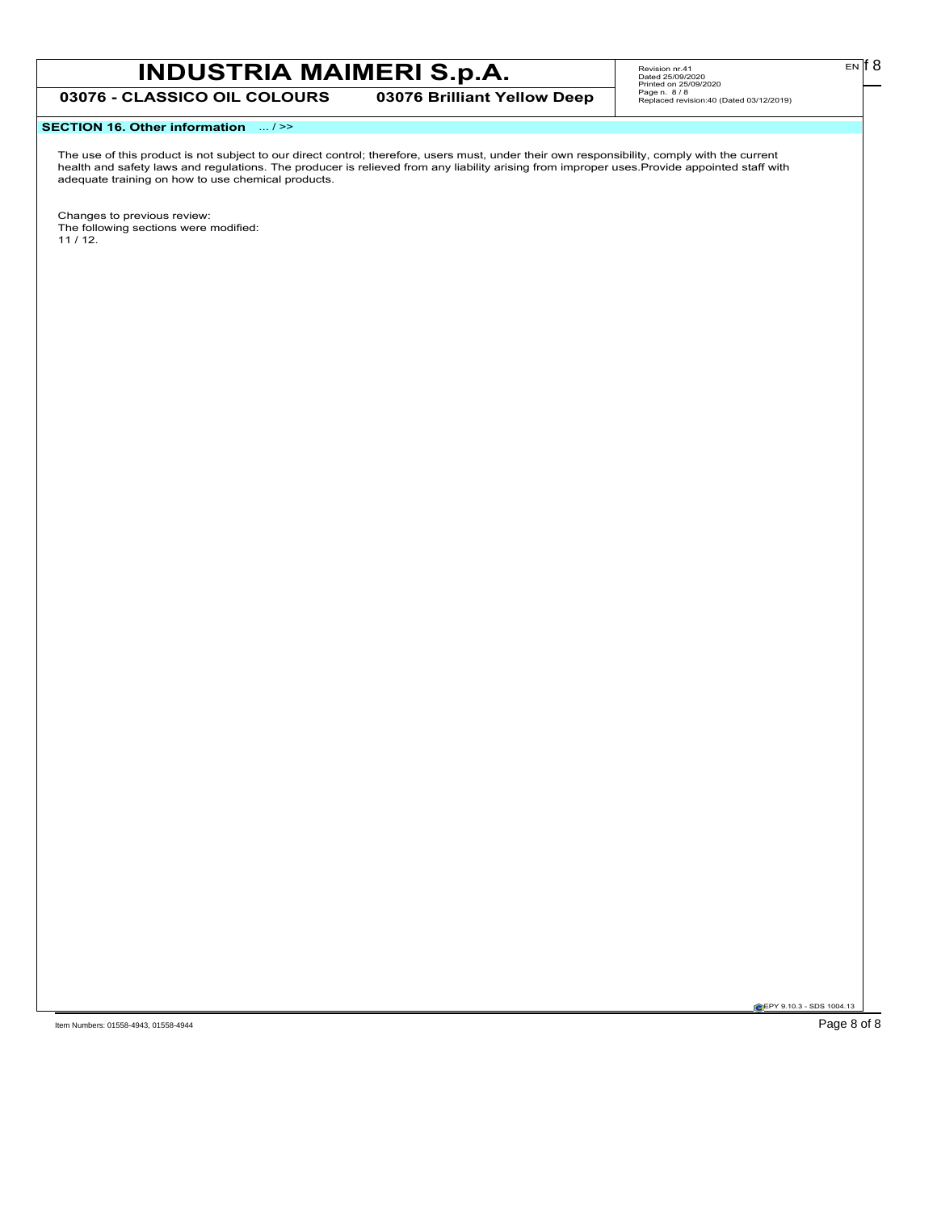## SECTION 16. Other information ... / >>

The use of this product is not subject to our direct control; therefore, users must, under their own responsibility, comply with the current health and safety laws and regulations. The producer is relieved from any liability arising from improper uses.Provide appointed staff with adequate training on how to use chemical products.

Changes to previous review:
The following sections were modified:
11 / 12.